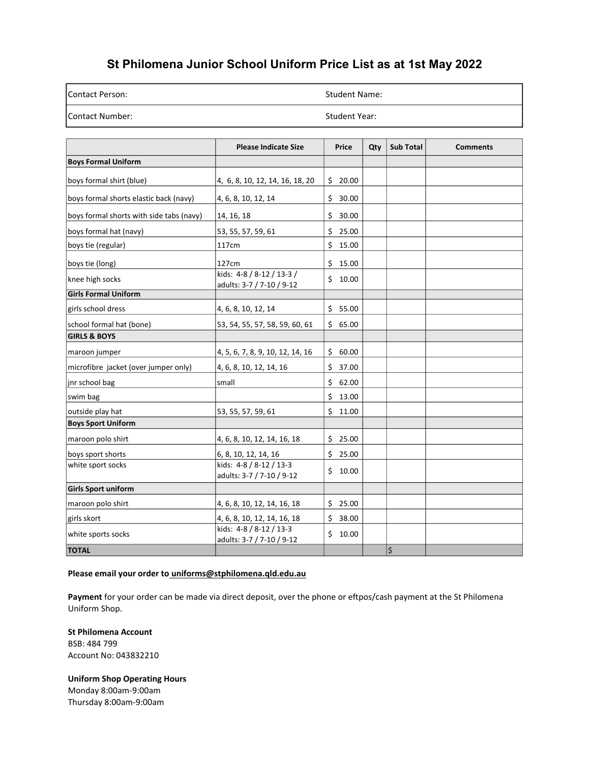# St Philomena Junior School Uniform Price List as at 1st May 2022

| Contact Person: | Student Name: |
|---|---|
| Contact Number: | Student Year: |

| | Please Indicate Size | Price | Qty | Sub Total | Comments |
|---|---|---|---|---|---|
| **Boys Formal Uniform** | | | | | |
| boys formal shirt (blue) | 4, 6, 8, 10, 12, 14, 16, 18, 20 | $ 20.00 | | | |
| boys formal shorts elastic back (navy) | 4, 6, 8, 10, 12, 14 | $ 30.00 | | | |
| boys formal shorts with side tabs (navy) | 14, 16, 18 | $ 30.00 | | | |
| boys formal hat (navy) | 53, 55, 57, 59, 61 | $ 25.00 | | | |
| boys tie (regular) | 117cm | $ 15.00 | | | |
| boys tie (long) | 127cm | $ 15.00 | | | |
| knee high socks | kids: 4-8 / 8-12 / 13-3 / adults: 3-7 / 7-10 / 9-12 | $ 10.00 | | | |
| **Girls Formal Uniform** | | | | | |
| girls school dress | 4, 6, 8, 10, 12, 14 | $ 55.00 | | | |
| school formal hat (bone) | 53, 54, 55, 57, 58, 59, 60, 61 | $ 65.00 | | | |
| **GIRLS & BOYS** | | | | | |
| maroon jumper | 4, 5, 6, 7, 8, 9, 10, 12, 14, 16 | $ 60.00 | | | |
| microfibre jacket (over jumper only) | 4, 6, 8, 10, 12, 14, 16 | $ 37.00 | | | |
| jnr school bag | small | $ 62.00 | | | |
| swim bag | | $ 13.00 | | | |
| outside play hat | 53, 55, 57, 59, 61 | $ 11.00 | | | |
| **Boys Sport Uniform** | | | | | |
| maroon polo shirt | 4, 6, 8, 10, 12, 14, 16, 18 | $ 25.00 | | | |
| boys sport shorts | 6, 8, 10, 12, 14, 16 | $ 25.00 | | | |
| white sport socks | kids: 4-8 / 8-12 / 13-3 adults: 3-7 / 7-10 / 9-12 | $ 10.00 | | | |
| **Girls Sport uniform** | | | | | |
| maroon polo shirt | 4, 6, 8, 10, 12, 14, 16, 18 | $ 25.00 | | | |
| girls skort | 4, 6, 8, 10, 12, 14, 16, 18 | $ 38.00 | | | |
| white sports socks | kids: 4-8 / 8-12 / 13-3 adults: 3-7 / 7-10 / 9-12 | $ 10.00 | | | |
| **TOTAL** | | | | $ | |

**Please email your order to uniforms@stphilomena.qld.edu.au**

**Payment** for your order can be made via direct deposit, over the phone or eftpos/cash payment at the St Philomena Uniform Shop.

**St Philomena Account**
BSB: 484 799
Account No: 043832210

**Uniform Shop Operating Hours**
Monday 8:00am-9:00am
Thursday 8:00am-9:00am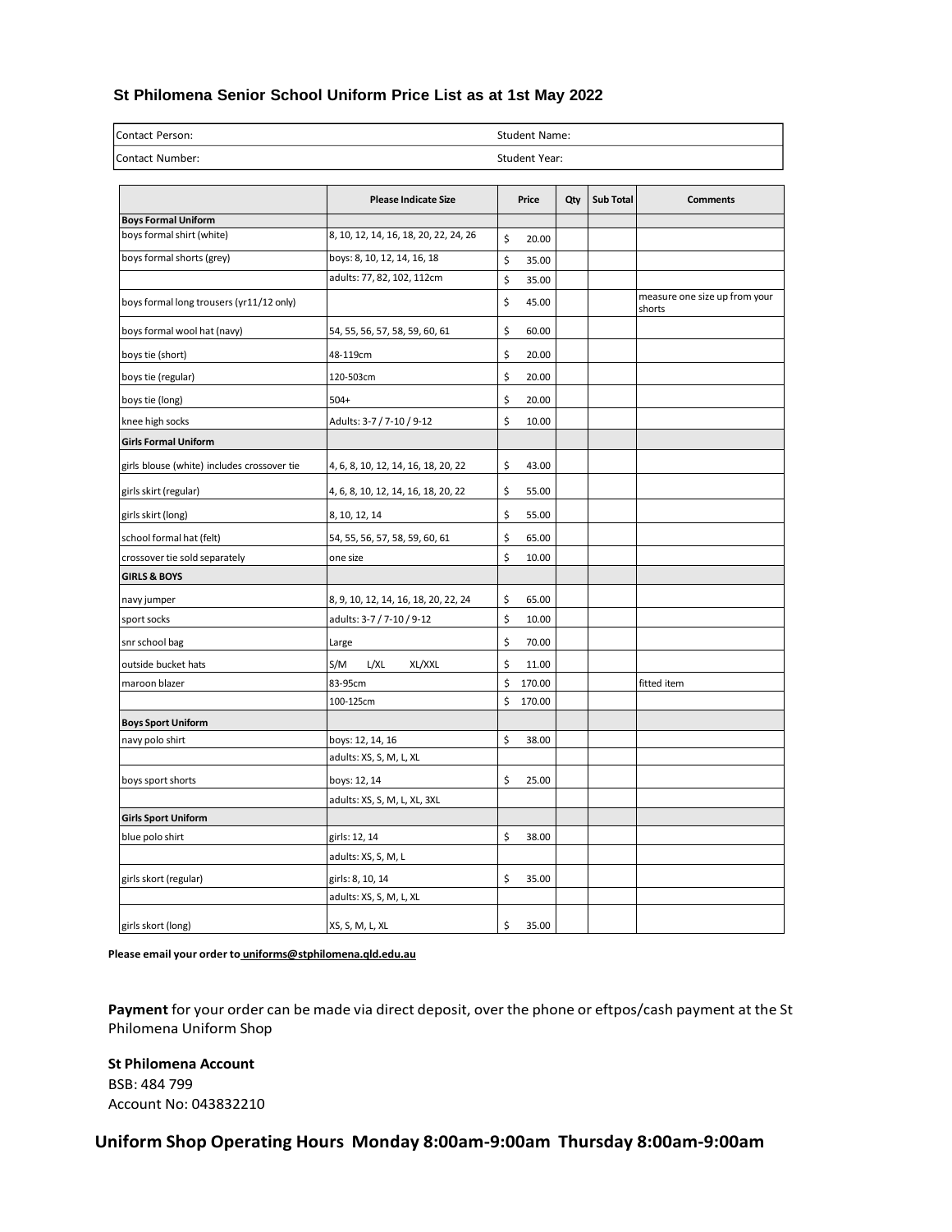## St Philomena Senior School Uniform Price List as at 1st May 2022

| Contact Person: | Student Name: |
|---|---|
| Contact Number: | Student Year: |

| | Please Indicate Size | Price | Qty | Sub Total | Comments |
|---|---|---|---|---|---|
| **Boys Formal Uniform** | | | | | |
| boys formal shirt (white) | 8, 10, 12, 14, 16, 18, 20, 22, 24, 26 | $ 20.00 | | | |
| boys formal shorts (grey) | boys: 8, 10, 12, 14, 16, 18 | $ 35.00 | | | |
| | adults: 77, 82, 102, 112cm | $ 35.00 | | | |
| boys formal long trousers (yr11/12 only) | | $ 45.00 | | | measure one size up from your shorts |
| boys formal wool hat (navy) | 54, 55, 56, 57, 58, 59, 60, 61 | $ 60.00 | | | |
| boys tie (short) | 48-119cm | $ 20.00 | | | |
| boys tie (regular) | 120-503cm | $ 20.00 | | | |
| boys tie (long) | 504+ | $ 20.00 | | | |
| knee high socks | Adults: 3-7 / 7-10 / 9-12 | $ 10.00 | | | |
| **Girls Formal Uniform** | | | | | |
| girls blouse (white) includes crossover tie | 4, 6, 8, 10, 12, 14, 16, 18, 20, 22 | $ 43.00 | | | |
| girls skirt (regular) | 4, 6, 8, 10, 12, 14, 16, 18, 20, 22 | $ 55.00 | | | |
| girls skirt (long) | 8, 10, 12, 14 | $ 55.00 | | | |
| school formal hat (felt) | 54, 55, 56, 57, 58, 59, 60, 61 | $ 65.00 | | | |
| crossover tie sold separately | one size | $ 10.00 | | | |
| **GIRLS & BOYS** | | | | | |
| navy jumper | 8, 9, 10, 12, 14, 16, 18, 20, 22, 24 | $ 65.00 | | | |
| sport socks | adults: 3-7 / 7-10 / 9-12 | $ 10.00 | | | |
| snr school bag | Large | $ 70.00 | | | |
| outside bucket hats | S/M L/XL XL/XXL | $ 11.00 | | | |
| maroon blazer | 83-95cm | $ 170.00 | | | fitted item |
| | 100-125cm | $ 170.00 | | | |
| **Boys Sport Uniform** | | | | | |
| navy polo shirt | boys: 12, 14, 16 | $ 38.00 | | | |
| | adults: XS, S, M, L, XL | | | | |
| boys sport shorts | boys: 12, 14 | $ 25.00 | | | |
| | adults: XS, S, M, L, XL, 3XL | | | | |
| **Girls Sport Uniform** | | | | | |
| blue polo shirt | girls: 12, 14 | $ 38.00 | | | |
| | adults: XS, S, M, L | | | | |
| girls skort (regular) | girls: 8, 10, 14 | $ 35.00 | | | |
| | adults: XS, S, M, L, XL | | | | |
| girls skort (long) | XS, S, M, L, XL | $ 35.00 | | | |

**Please email your order to uniforms@stphilomena.qld.edu.au**

**Payment** for your order can be made via direct deposit, over the phone or eftpos/cash payment at the St Philomena Uniform Shop

**St Philomena Account**
BSB: 484 799
Account No: 043832210

### Uniform Shop Operating Hours Monday 8:00am-9:00am Thursday 8:00am-9:00am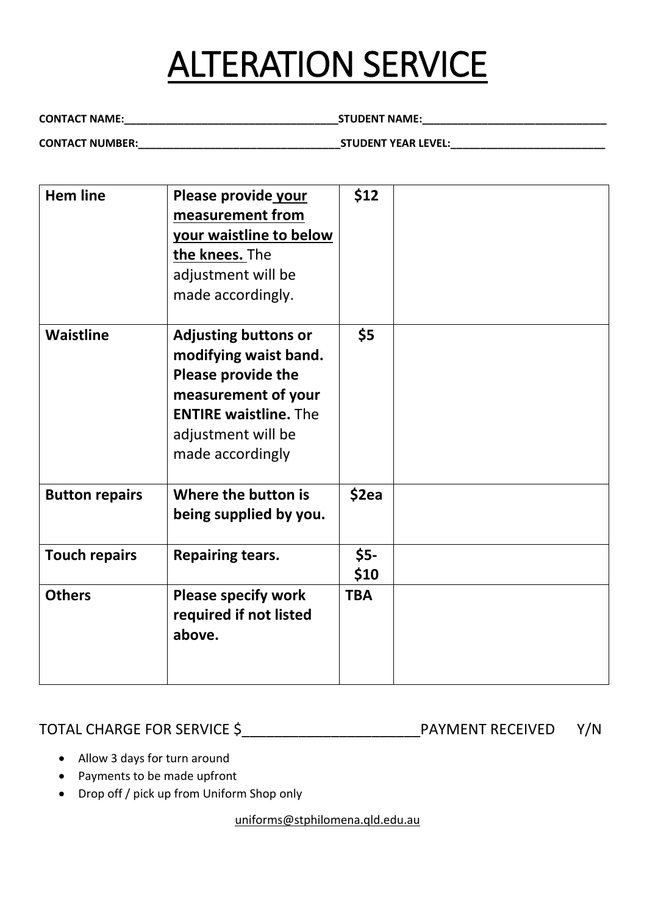# ALTERATION SERVICE

**CONTACT NAME:**___________________________________**STUDENT NAME:**______________________________

**CONTACT NUMBER:**_________________________________**STUDENT YEAR LEVEL:**_________________________

| | | | |
|---|---|---|---|
| **Hem line** | **Please provide your measurement from your waistline to below the knees.** The adjustment will be made accordingly. | **$12** | |
| **Waistline** | **Adjusting buttons or modifying waist band. Please provide the measurement of your ENTIRE waistline.** The adjustment will be made accordingly | **$5** | |
| **Button repairs** | **Where the button is being supplied by you.** | **$2ea** | |
| **Touch repairs** | **Repairing tears.** | **$5-$10** | |
| **Others** | **Please specify work required if not listed above.** | **TBA** | |

TOTAL CHARGE FOR SERVICE $_____________________PAYMENT RECEIVED Y/N

- Allow 3 days for turn around
- Payments to be made upfront
- Drop off / pick up from Uniform Shop only

uniforms@stphilomena.qld.edu.au